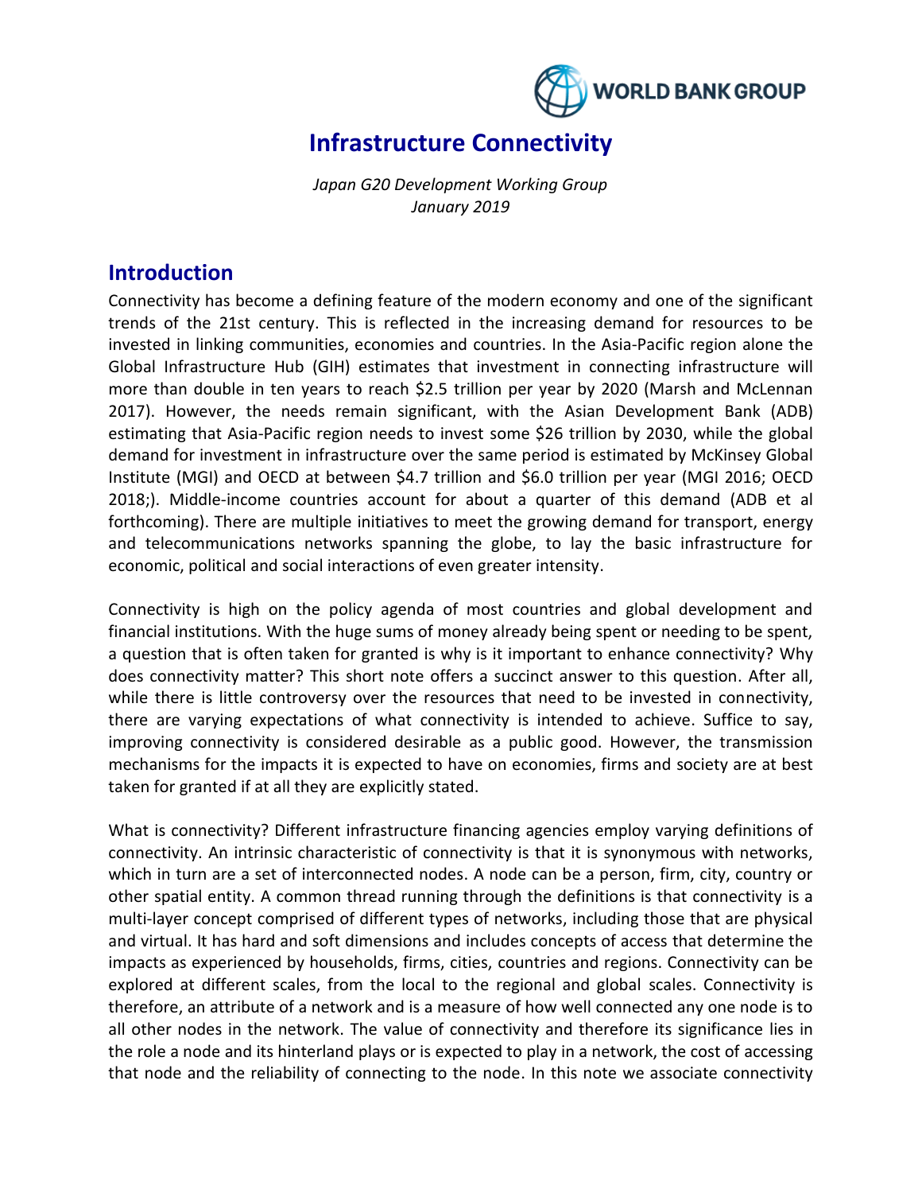WORLD BANK GROUP

# Infrastructure Connectivity

*Japan G20 Development Working Group*
*January 2019*

## Introduction

Connectivity has become a defining feature of the modern economy and one of the significant trends of the 21st century. This is reflected in the increasing demand for resources to be invested in linking communities, economies and countries. In the Asia-Pacific region alone the Global Infrastructure Hub (GIH) estimates that investment in connecting infrastructure will more than double in ten years to reach $2.5 trillion per year by 2020 (Marsh and McLennan 2017). However, the needs remain significant, with the Asian Development Bank (ADB) estimating that Asia-Pacific region needs to invest some $26 trillion by 2030, while the global demand for investment in infrastructure over the same period is estimated by McKinsey Global Institute (MGI) and OECD at between $4.7 trillion and $6.0 trillion per year (MGI 2016; OECD 2018;). Middle-income countries account for about a quarter of this demand (ADB et al forthcoming). There are multiple initiatives to meet the growing demand for transport, energy and telecommunications networks spanning the globe, to lay the basic infrastructure for economic, political and social interactions of even greater intensity.

Connectivity is high on the policy agenda of most countries and global development and financial institutions. With the huge sums of money already being spent or needing to be spent, a question that is often taken for granted is why is it important to enhance connectivity? Why does connectivity matter? This short note offers a succinct answer to this question. After all, while there is little controversy over the resources that need to be invested in connectivity, there are varying expectations of what connectivity is intended to achieve. Suffice to say, improving connectivity is considered desirable as a public good. However, the transmission mechanisms for the impacts it is expected to have on economies, firms and society are at best taken for granted if at all they are explicitly stated.

What is connectivity? Different infrastructure financing agencies employ varying definitions of connectivity. An intrinsic characteristic of connectivity is that it is synonymous with networks, which in turn are a set of interconnected nodes. A node can be a person, firm, city, country or other spatial entity. A common thread running through the definitions is that connectivity is a multi-layer concept comprised of different types of networks, including those that are physical and virtual. It has hard and soft dimensions and includes concepts of access that determine the impacts as experienced by households, firms, cities, countries and regions. Connectivity can be explored at different scales, from the local to the regional and global scales. Connectivity is therefore, an attribute of a network and is a measure of how well connected any one node is to all other nodes in the network. The value of connectivity and therefore its significance lies in the role a node and its hinterland plays or is expected to play in a network, the cost of accessing that node and the reliability of connecting to the node. In this note we associate connectivity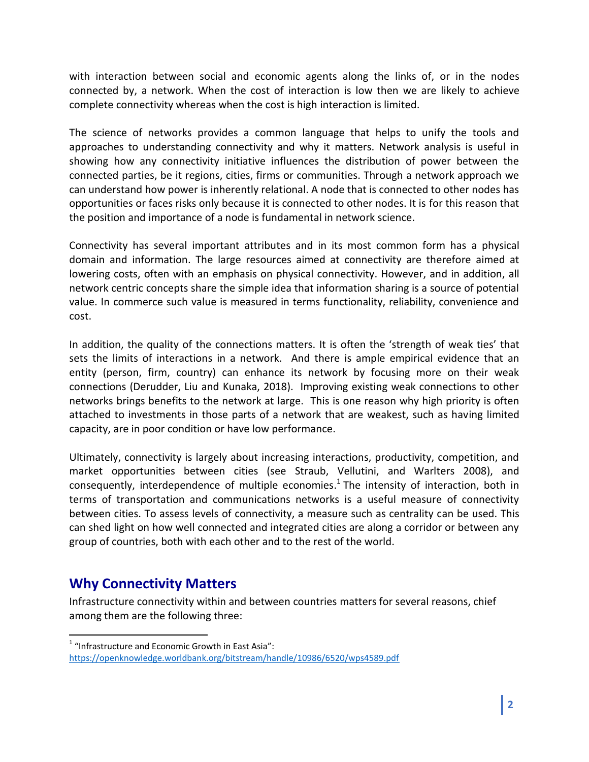with interaction between social and economic agents along the links of, or in the nodes connected by, a network. When the cost of interaction is low then we are likely to achieve complete connectivity whereas when the cost is high interaction is limited.

The science of networks provides a common language that helps to unify the tools and approaches to understanding connectivity and why it matters. Network analysis is useful in showing how any connectivity initiative influences the distribution of power between the connected parties, be it regions, cities, firms or communities. Through a network approach we can understand how power is inherently relational. A node that is connected to other nodes has opportunities or faces risks only because it is connected to other nodes. It is for this reason that the position and importance of a node is fundamental in network science.

Connectivity has several important attributes and in its most common form has a physical domain and information. The large resources aimed at connectivity are therefore aimed at lowering costs, often with an emphasis on physical connectivity. However, and in addition, all network centric concepts share the simple idea that information sharing is a source of potential value. In commerce such value is measured in terms functionality, reliability, convenience and cost.

In addition, the quality of the connections matters. It is often the 'strength of weak ties' that sets the limits of interactions in a network. And there is ample empirical evidence that an entity (person, firm, country) can enhance its network by focusing more on their weak connections (Derudder, Liu and Kunaka, 2018). Improving existing weak connections to other networks brings benefits to the network at large. This is one reason why high priority is often attached to investments in those parts of a network that are weakest, such as having limited capacity, are in poor condition or have low performance.

Ultimately, connectivity is largely about increasing interactions, productivity, competition, and market opportunities between cities (see Straub, Vellutini, and Warlters 2008), and consequently, interdependence of multiple economies.[1] The intensity of interaction, both in terms of transportation and communications networks is a useful measure of connectivity between cities. To assess levels of connectivity, a measure such as centrality can be used. This can shed light on how well connected and integrated cities are along a corridor or between any group of countries, both with each other and to the rest of the world.

## Why Connectivity Matters

Infrastructure connectivity within and between countries matters for several reasons, chief among them are the following three:

[1] "Infrastructure and Economic Growth in East Asia": https://openknowledge.worldbank.org/bitstream/handle/10986/6520/wps4589.pdf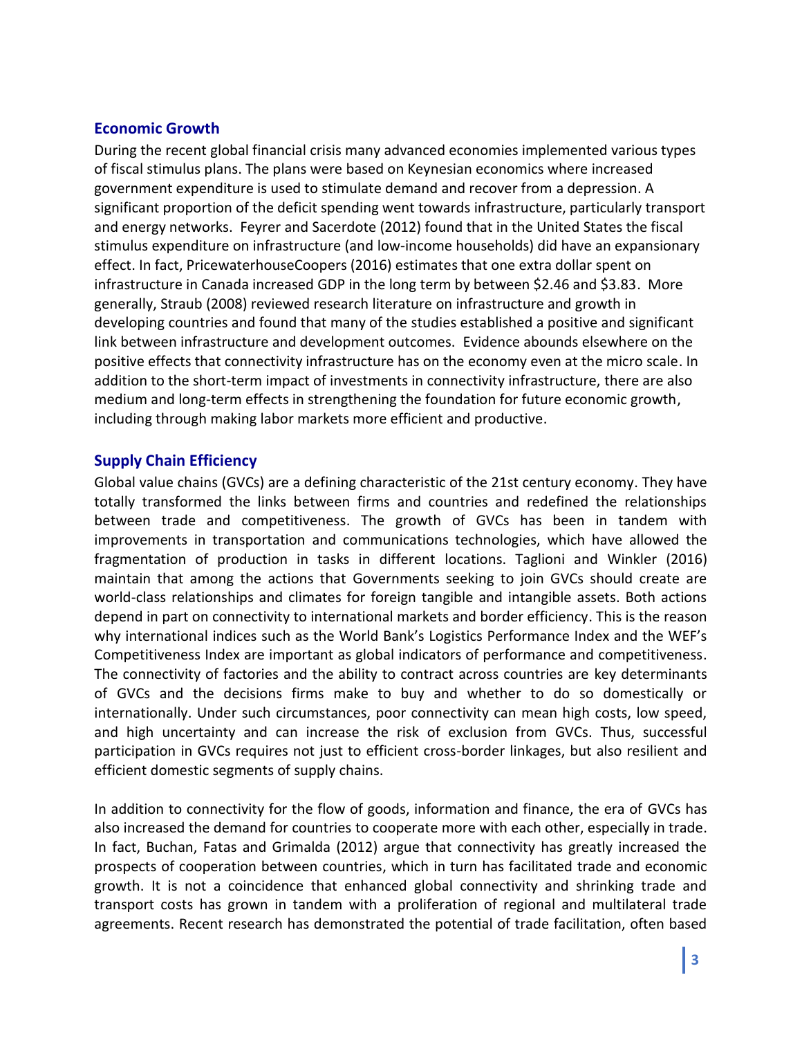## Economic Growth

During the recent global financial crisis many advanced economies implemented various types of fiscal stimulus plans. The plans were based on Keynesian economics where increased government expenditure is used to stimulate demand and recover from a depression. A significant proportion of the deficit spending went towards infrastructure, particularly transport and energy networks. Feyrer and Sacerdote (2012) found that in the United States the fiscal stimulus expenditure on infrastructure (and low-income households) did have an expansionary effect. In fact, PricewaterhouseCoopers (2016) estimates that one extra dollar spent on infrastructure in Canada increased GDP in the long term by between $2.46 and $3.83. More generally, Straub (2008) reviewed research literature on infrastructure and growth in developing countries and found that many of the studies established a positive and significant link between infrastructure and development outcomes. Evidence abounds elsewhere on the positive effects that connectivity infrastructure has on the economy even at the micro scale. In addition to the short-term impact of investments in connectivity infrastructure, there are also medium and long-term effects in strengthening the foundation for future economic growth, including through making labor markets more efficient and productive.

## Supply Chain Efficiency

Global value chains (GVCs) are a defining characteristic of the 21st century economy. They have totally transformed the links between firms and countries and redefined the relationships between trade and competitiveness. The growth of GVCs has been in tandem with improvements in transportation and communications technologies, which have allowed the fragmentation of production in tasks in different locations. Taglioni and Winkler (2016) maintain that among the actions that Governments seeking to join GVCs should create are world-class relationships and climates for foreign tangible and intangible assets. Both actions depend in part on connectivity to international markets and border efficiency. This is the reason why international indices such as the World Bank's Logistics Performance Index and the WEF's Competitiveness Index are important as global indicators of performance and competitiveness. The connectivity of factories and the ability to contract across countries are key determinants of GVCs and the decisions firms make to buy and whether to do so domestically or internationally. Under such circumstances, poor connectivity can mean high costs, low speed, and high uncertainty and can increase the risk of exclusion from GVCs. Thus, successful participation in GVCs requires not just to efficient cross-border linkages, but also resilient and efficient domestic segments of supply chains.

In addition to connectivity for the flow of goods, information and finance, the era of GVCs has also increased the demand for countries to cooperate more with each other, especially in trade. In fact, Buchan, Fatas and Grimalda (2012) argue that connectivity has greatly increased the prospects of cooperation between countries, which in turn has facilitated trade and economic growth. It is not a coincidence that enhanced global connectivity and shrinking trade and transport costs has grown in tandem with a proliferation of regional and multilateral trade agreements. Recent research has demonstrated the potential of trade facilitation, often based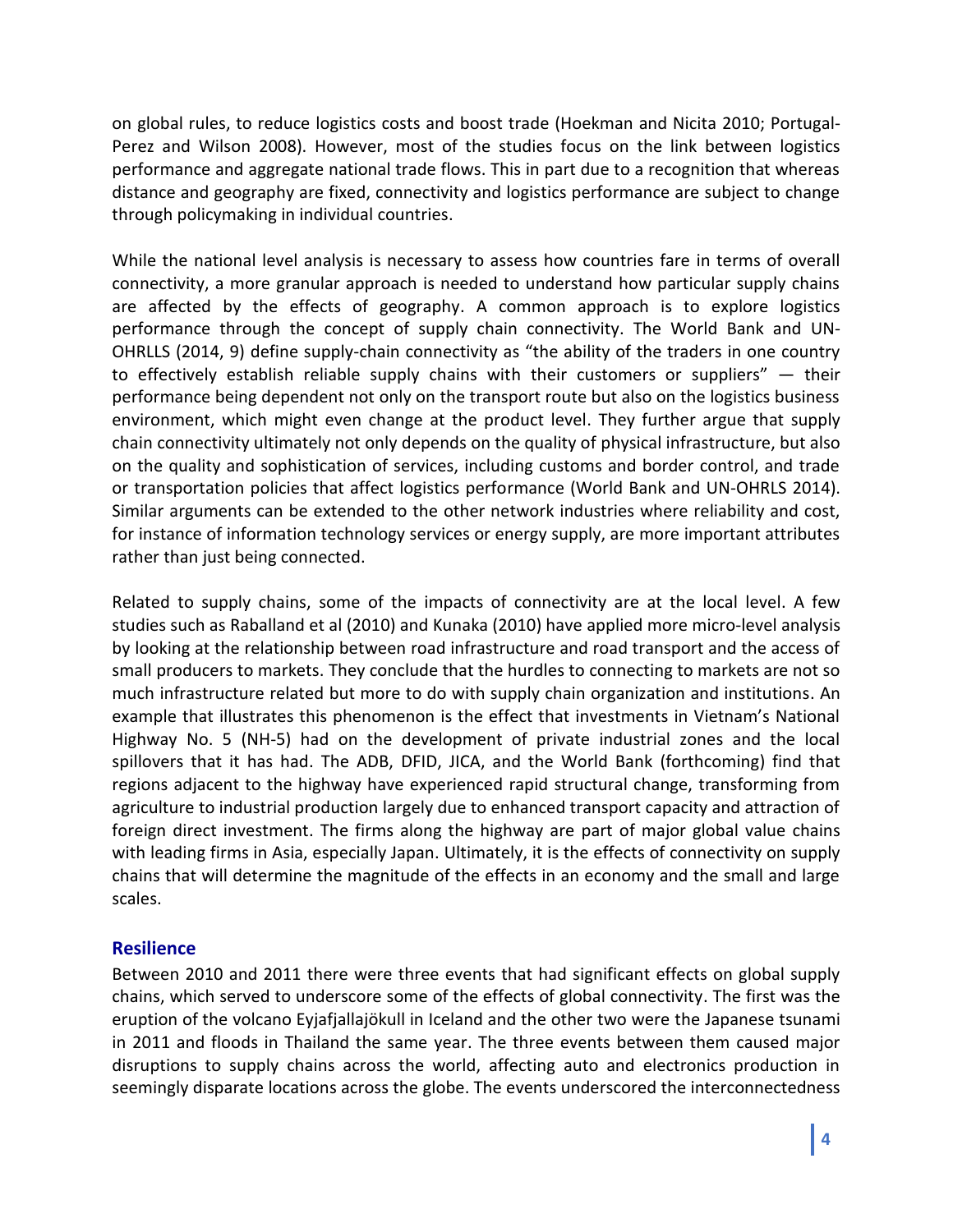on global rules, to reduce logistics costs and boost trade (Hoekman and Nicita 2010; Portugal-Perez and Wilson 2008). However, most of the studies focus on the link between logistics performance and aggregate national trade flows. This in part due to a recognition that whereas distance and geography are fixed, connectivity and logistics performance are subject to change through policymaking in individual countries.

While the national level analysis is necessary to assess how countries fare in terms of overall connectivity, a more granular approach is needed to understand how particular supply chains are affected by the effects of geography. A common approach is to explore logistics performance through the concept of supply chain connectivity. The World Bank and UN-OHRLLS (2014, 9) define supply-chain connectivity as "the ability of the traders in one country to effectively establish reliable supply chains with their customers or suppliers" — their performance being dependent not only on the transport route but also on the logistics business environment, which might even change at the product level. They further argue that supply chain connectivity ultimately not only depends on the quality of physical infrastructure, but also on the quality and sophistication of services, including customs and border control, and trade or transportation policies that affect logistics performance (World Bank and UN-OHRLS 2014). Similar arguments can be extended to the other network industries where reliability and cost, for instance of information technology services or energy supply, are more important attributes rather than just being connected.

Related to supply chains, some of the impacts of connectivity are at the local level. A few studies such as Raballand et al (2010) and Kunaka (2010) have applied more micro-level analysis by looking at the relationship between road infrastructure and road transport and the access of small producers to markets. They conclude that the hurdles to connecting to markets are not so much infrastructure related but more to do with supply chain organization and institutions. An example that illustrates this phenomenon is the effect that investments in Vietnam's National Highway No. 5 (NH-5) had on the development of private industrial zones and the local spillovers that it has had. The ADB, DFID, JICA, and the World Bank (forthcoming) find that regions adjacent to the highway have experienced rapid structural change, transforming from agriculture to industrial production largely due to enhanced transport capacity and attraction of foreign direct investment. The firms along the highway are part of major global value chains with leading firms in Asia, especially Japan. Ultimately, it is the effects of connectivity on supply chains that will determine the magnitude of the effects in an economy and the small and large scales.

## Resilience

Between 2010 and 2011 there were three events that had significant effects on global supply chains, which served to underscore some of the effects of global connectivity. The first was the eruption of the volcano Eyjafjallajökull in Iceland and the other two were the Japanese tsunami in 2011 and floods in Thailand the same year. The three events between them caused major disruptions to supply chains across the world, affecting auto and electronics production in seemingly disparate locations across the globe. The events underscored the interconnectedness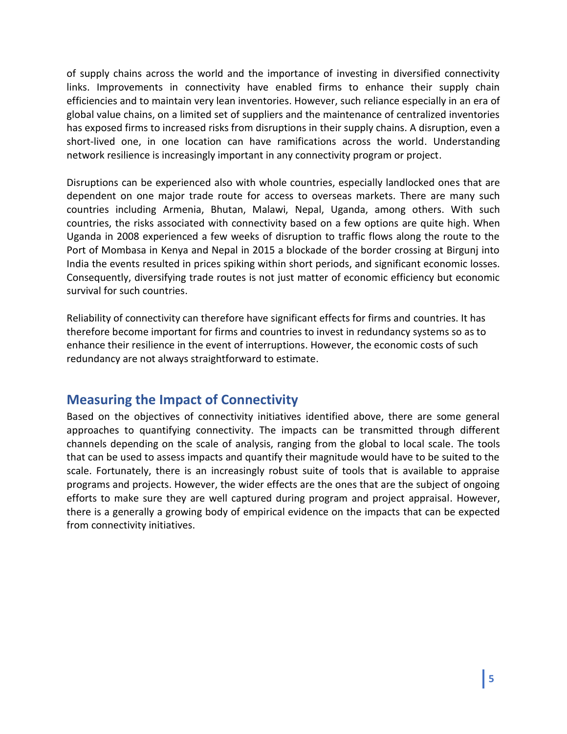of supply chains across the world and the importance of investing in diversified connectivity links. Improvements in connectivity have enabled firms to enhance their supply chain efficiencies and to maintain very lean inventories. However, such reliance especially in an era of global value chains, on a limited set of suppliers and the maintenance of centralized inventories has exposed firms to increased risks from disruptions in their supply chains. A disruption, even a short-lived one, in one location can have ramifications across the world. Understanding network resilience is increasingly important in any connectivity program or project.

Disruptions can be experienced also with whole countries, especially landlocked ones that are dependent on one major trade route for access to overseas markets. There are many such countries including Armenia, Bhutan, Malawi, Nepal, Uganda, among others. With such countries, the risks associated with connectivity based on a few options are quite high. When Uganda in 2008 experienced a few weeks of disruption to traffic flows along the route to the Port of Mombasa in Kenya and Nepal in 2015 a blockade of the border crossing at Birgunj into India the events resulted in prices spiking within short periods, and significant economic losses. Consequently, diversifying trade routes is not just matter of economic efficiency but economic survival for such countries.

Reliability of connectivity can therefore have significant effects for firms and countries. It has therefore become important for firms and countries to invest in redundancy systems so as to enhance their resilience in the event of interruptions. However, the economic costs of such redundancy are not always straightforward to estimate.

## Measuring the Impact of Connectivity

Based on the objectives of connectivity initiatives identified above, there are some general approaches to quantifying connectivity. The impacts can be transmitted through different channels depending on the scale of analysis, ranging from the global to local scale. The tools that can be used to assess impacts and quantify their magnitude would have to be suited to the scale. Fortunately, there is an increasingly robust suite of tools that is available to appraise programs and projects. However, the wider effects are the ones that are the subject of ongoing efforts to make sure they are well captured during program and project appraisal. However, there is a generally a growing body of empirical evidence on the impacts that can be expected from connectivity initiatives.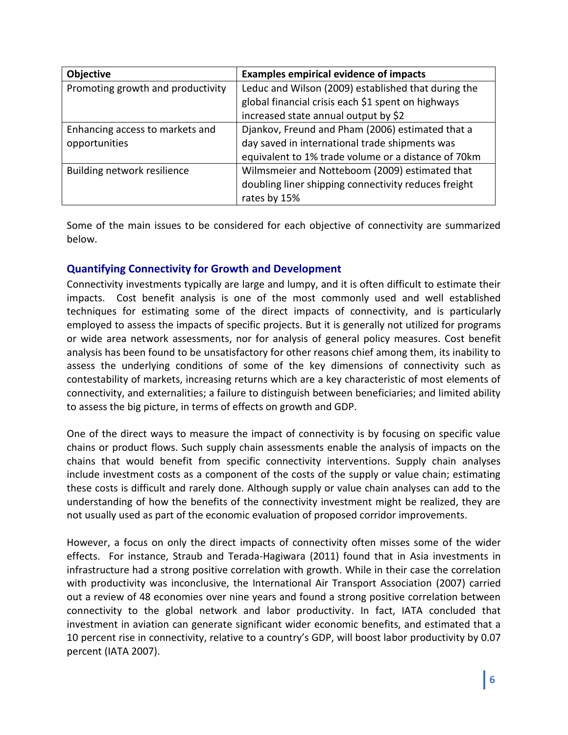| Objective | Examples empirical evidence of impacts |
|---|---|
| Promoting growth and productivity | Leduc and Wilson (2009) established that during the global financial crisis each $1 spent on highways increased state annual output by $2 |
| Enhancing access to markets and opportunities | Djankov, Freund and Pham (2006) estimated that a day saved in international trade shipments was equivalent to 1% trade volume or a distance of 70km |
| Building network resilience | Wilmsmeier and Notteboom (2009) estimated that doubling liner shipping connectivity reduces freight rates by 15% |

Some of the main issues to be considered for each objective of connectivity are summarized below.

### Quantifying Connectivity for Growth and Development

Connectivity investments typically are large and lumpy, and it is often difficult to estimate their impacts. Cost benefit analysis is one of the most commonly used and well established techniques for estimating some of the direct impacts of connectivity, and is particularly employed to assess the impacts of specific projects. But it is generally not utilized for programs or wide area network assessments, nor for analysis of general policy measures. Cost benefit analysis has been found to be unsatisfactory for other reasons chief among them, its inability to assess the underlying conditions of some of the key dimensions of connectivity such as contestability of markets, increasing returns which are a key characteristic of most elements of connectivity, and externalities; a failure to distinguish between beneficiaries; and limited ability to assess the big picture, in terms of effects on growth and GDP.

One of the direct ways to measure the impact of connectivity is by focusing on specific value chains or product flows. Such supply chain assessments enable the analysis of impacts on the chains that would benefit from specific connectivity interventions. Supply chain analyses include investment costs as a component of the costs of the supply or value chain; estimating these costs is difficult and rarely done. Although supply or value chain analyses can add to the understanding of how the benefits of the connectivity investment might be realized, they are not usually used as part of the economic evaluation of proposed corridor improvements.

However, a focus on only the direct impacts of connectivity often misses some of the wider effects. For instance, Straub and Terada-Hagiwara (2011) found that in Asia investments in infrastructure had a strong positive correlation with growth. While in their case the correlation with productivity was inconclusive, the International Air Transport Association (2007) carried out a review of 48 economies over nine years and found a strong positive correlation between connectivity to the global network and labor productivity. In fact, IATA concluded that investment in aviation can generate significant wider economic benefits, and estimated that a 10 percent rise in connectivity, relative to a country's GDP, will boost labor productivity by 0.07 percent (IATA 2007).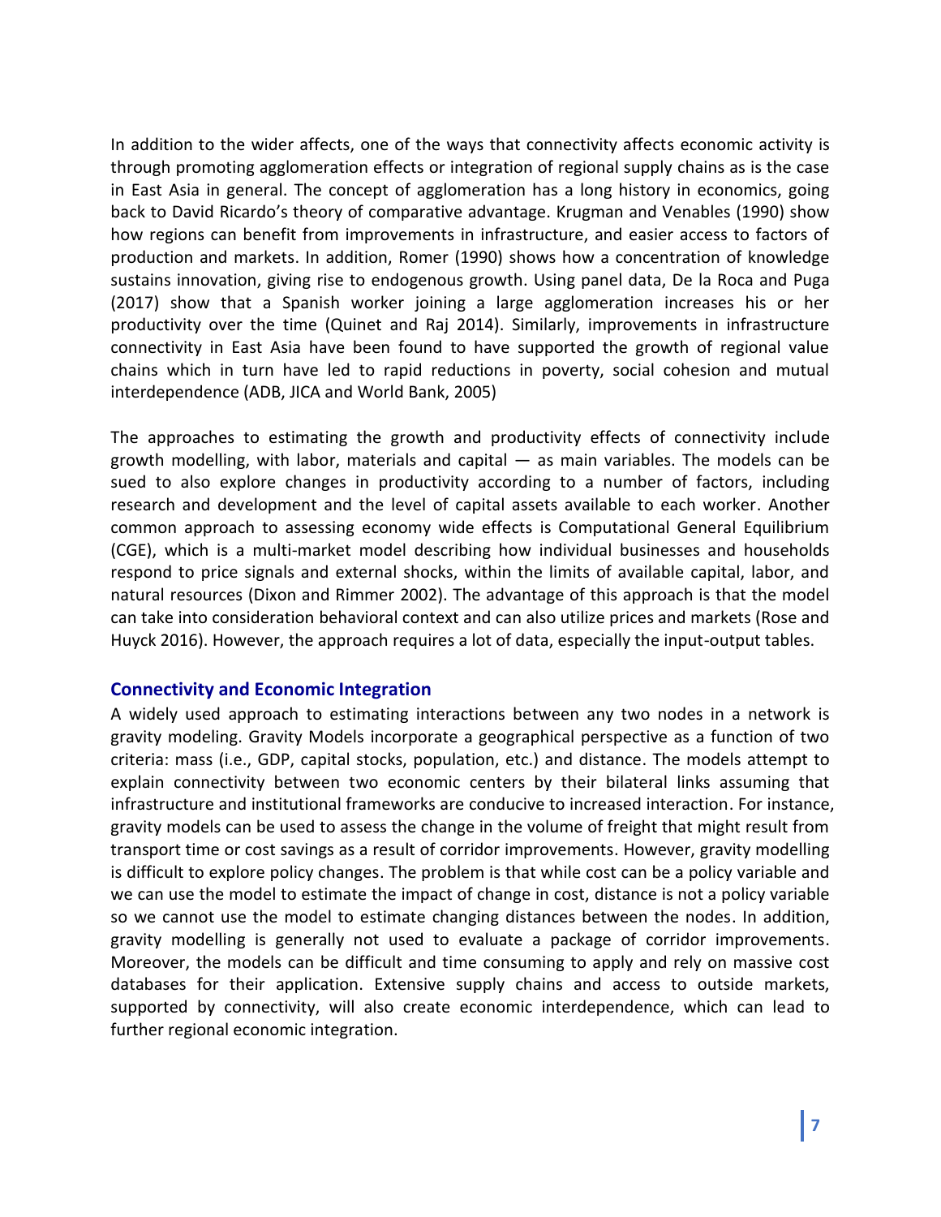In addition to the wider affects, one of the ways that connectivity affects economic activity is through promoting agglomeration effects or integration of regional supply chains as is the case in East Asia in general. The concept of agglomeration has a long history in economics, going back to David Ricardo's theory of comparative advantage. Krugman and Venables (1990) show how regions can benefit from improvements in infrastructure, and easier access to factors of production and markets. In addition, Romer (1990) shows how a concentration of knowledge sustains innovation, giving rise to endogenous growth. Using panel data, De la Roca and Puga (2017) show that a Spanish worker joining a large agglomeration increases his or her productivity over the time (Quinet and Raj 2014). Similarly, improvements in infrastructure connectivity in East Asia have been found to have supported the growth of regional value chains which in turn have led to rapid reductions in poverty, social cohesion and mutual interdependence (ADB, JICA and World Bank, 2005)

The approaches to estimating the growth and productivity effects of connectivity include growth modelling, with labor, materials and capital — as main variables. The models can be sued to also explore changes in productivity according to a number of factors, including research and development and the level of capital assets available to each worker. Another common approach to assessing economy wide effects is Computational General Equilibrium (CGE), which is a multi-market model describing how individual businesses and households respond to price signals and external shocks, within the limits of available capital, labor, and natural resources (Dixon and Rimmer 2002). The advantage of this approach is that the model can take into consideration behavioral context and can also utilize prices and markets (Rose and Huyck 2016). However, the approach requires a lot of data, especially the input-output tables.

### Connectivity and Economic Integration

A widely used approach to estimating interactions between any two nodes in a network is gravity modeling. Gravity Models incorporate a geographical perspective as a function of two criteria: mass (i.e., GDP, capital stocks, population, etc.) and distance. The models attempt to explain connectivity between two economic centers by their bilateral links assuming that infrastructure and institutional frameworks are conducive to increased interaction. For instance, gravity models can be used to assess the change in the volume of freight that might result from transport time or cost savings as a result of corridor improvements. However, gravity modelling is difficult to explore policy changes. The problem is that while cost can be a policy variable and we can use the model to estimate the impact of change in cost, distance is not a policy variable so we cannot use the model to estimate changing distances between the nodes. In addition, gravity modelling is generally not used to evaluate a package of corridor improvements. Moreover, the models can be difficult and time consuming to apply and rely on massive cost databases for their application. Extensive supply chains and access to outside markets, supported by connectivity, will also create economic interdependence, which can lead to further regional economic integration.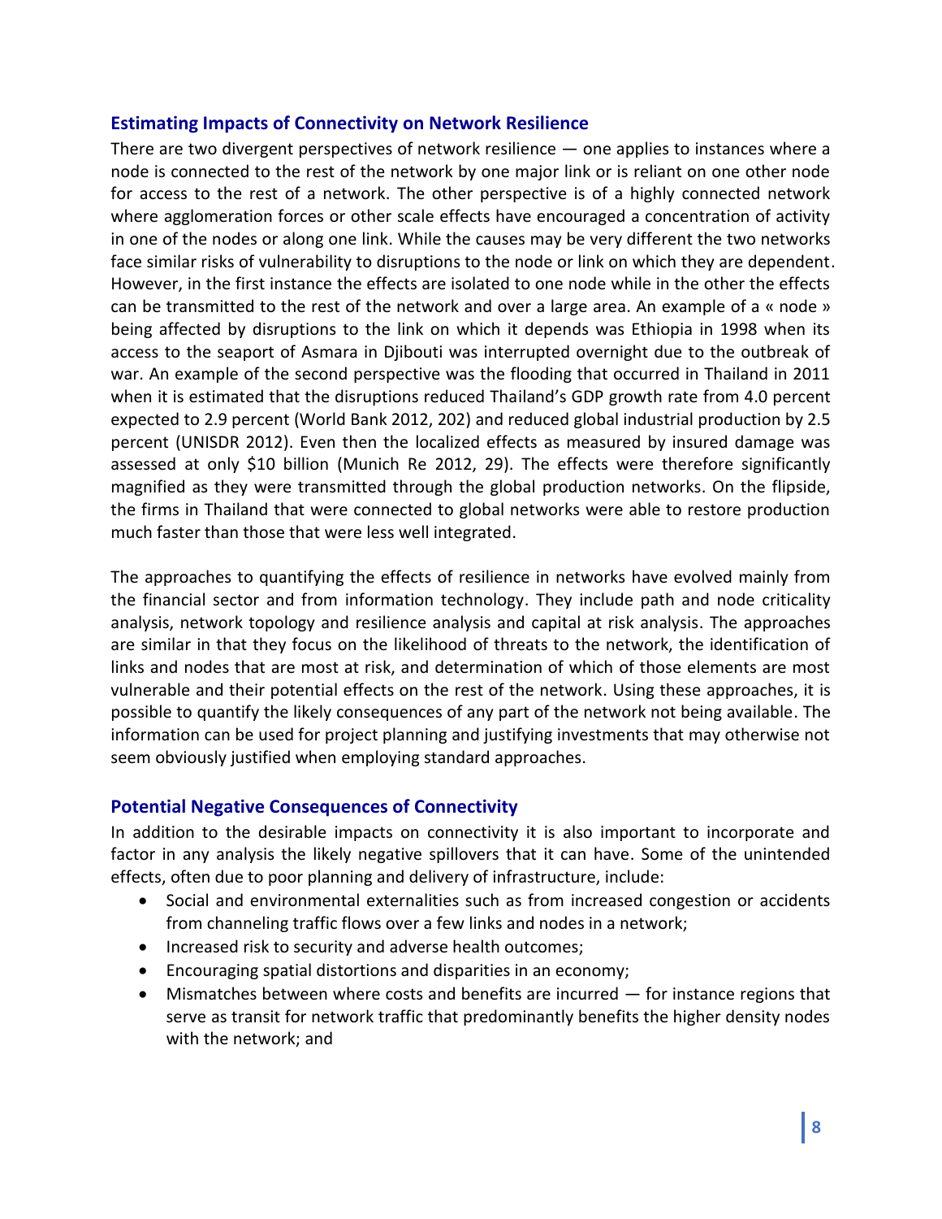## Estimating Impacts of Connectivity on Network Resilience

There are two divergent perspectives of network resilience — one applies to instances where a node is connected to the rest of the network by one major link or is reliant on one other node for access to the rest of a network. The other perspective is of a highly connected network where agglomeration forces or other scale effects have encouraged a concentration of activity in one of the nodes or along one link. While the causes may be very different the two networks face similar risks of vulnerability to disruptions to the node or link on which they are dependent. However, in the first instance the effects are isolated to one node while in the other the effects can be transmitted to the rest of the network and over a large area. An example of a « node » being affected by disruptions to the link on which it depends was Ethiopia in 1998 when its access to the seaport of Asmara in Djibouti was interrupted overnight due to the outbreak of war. An example of the second perspective was the flooding that occurred in Thailand in 2011 when it is estimated that the disruptions reduced Thailand's GDP growth rate from 4.0 percent expected to 2.9 percent (World Bank 2012, 202) and reduced global industrial production by 2.5 percent (UNISDR 2012). Even then the localized effects as measured by insured damage was assessed at only $10 billion (Munich Re 2012, 29). The effects were therefore significantly magnified as they were transmitted through the global production networks. On the flipside, the firms in Thailand that were connected to global networks were able to restore production much faster than those that were less well integrated.

The approaches to quantifying the effects of resilience in networks have evolved mainly from the financial sector and from information technology. They include path and node criticality analysis, network topology and resilience analysis and capital at risk analysis. The approaches are similar in that they focus on the likelihood of threats to the network, the identification of links and nodes that are most at risk, and determination of which of those elements are most vulnerable and their potential effects on the rest of the network. Using these approaches, it is possible to quantify the likely consequences of any part of the network not being available. The information can be used for project planning and justifying investments that may otherwise not seem obviously justified when employing standard approaches.

## Potential Negative Consequences of Connectivity

In addition to the desirable impacts on connectivity it is also important to incorporate and factor in any analysis the likely negative spillovers that it can have. Some of the unintended effects, often due to poor planning and delivery of infrastructure, include:

- Social and environmental externalities such as from increased congestion or accidents from channeling traffic flows over a few links and nodes in a network;
- Increased risk to security and adverse health outcomes;
- Encouraging spatial distortions and disparities in an economy;
- Mismatches between where costs and benefits are incurred — for instance regions that serve as transit for network traffic that predominantly benefits the higher density nodes with the network; and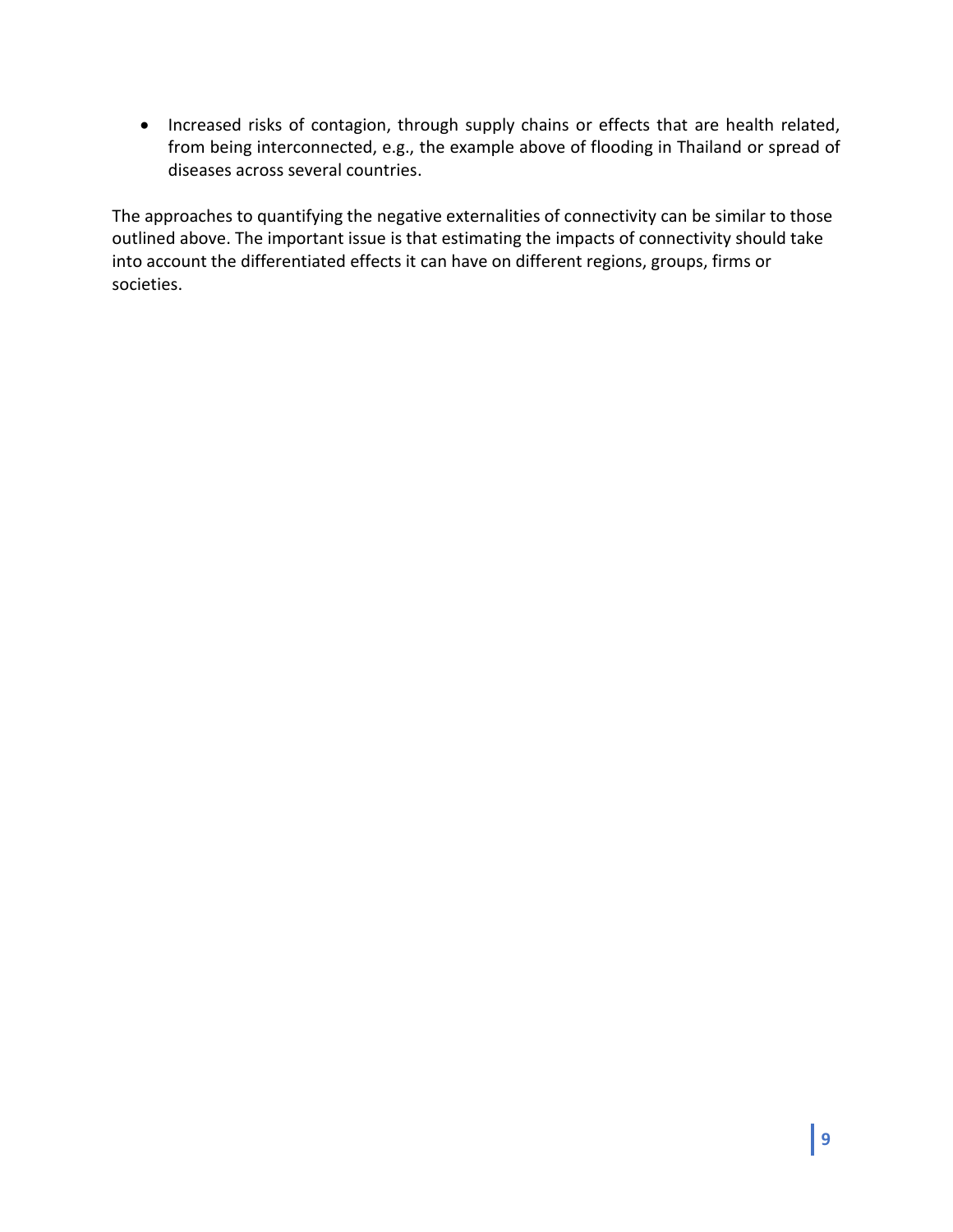- Increased risks of contagion, through supply chains or effects that are health related, from being interconnected, e.g., the example above of flooding in Thailand or spread of diseases across several countries.

The approaches to quantifying the negative externalities of connectivity can be similar to those outlined above. The important issue is that estimating the impacts of connectivity should take into account the differentiated effects it can have on different regions, groups, firms or societies.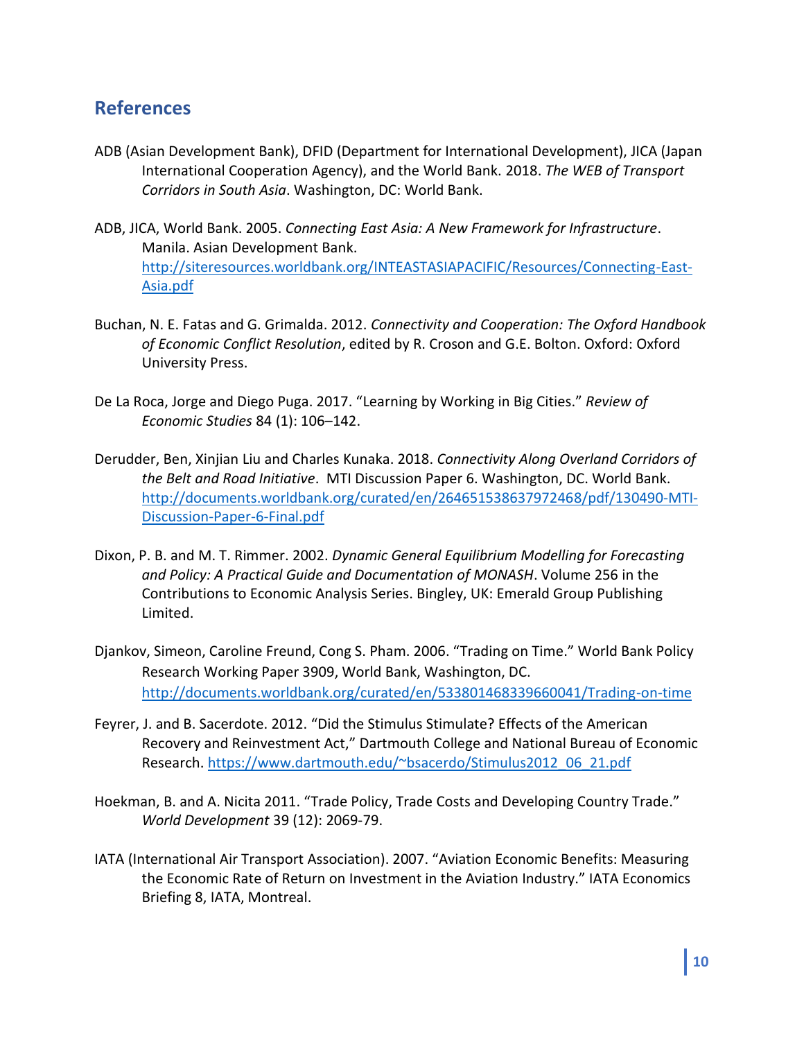## References

ADB (Asian Development Bank), DFID (Department for International Development), JICA (Japan International Cooperation Agency), and the World Bank. 2018. *The WEB of Transport Corridors in South Asia*. Washington, DC: World Bank.

ADB, JICA, World Bank. 2005. *Connecting East Asia: A New Framework for Infrastructure*. Manila. Asian Development Bank. http://siteresources.worldbank.org/INTEASTASIAPACIFIC/Resources/Connecting-East-Asia.pdf

Buchan, N. E. Fatas and G. Grimalda. 2012. *Connectivity and Cooperation: The Oxford Handbook of Economic Conflict Resolution*, edited by R. Croson and G.E. Bolton. Oxford: Oxford University Press.

De La Roca, Jorge and Diego Puga. 2017. "Learning by Working in Big Cities." *Review of Economic Studies* 84 (1): 106–142.

Derudder, Ben, Xinjian Liu and Charles Kunaka. 2018. *Connectivity Along Overland Corridors of the Belt and Road Initiative*. MTI Discussion Paper 6. Washington, DC. World Bank. http://documents.worldbank.org/curated/en/264651538637972468/pdf/130490-MTI-Discussion-Paper-6-Final.pdf

Dixon, P. B. and M. T. Rimmer. 2002. *Dynamic General Equilibrium Modelling for Forecasting and Policy: A Practical Guide and Documentation of MONASH*. Volume 256 in the Contributions to Economic Analysis Series. Bingley, UK: Emerald Group Publishing Limited.

Djankov, Simeon, Caroline Freund, Cong S. Pham. 2006. "Trading on Time." World Bank Policy Research Working Paper 3909, World Bank, Washington, DC. http://documents.worldbank.org/curated/en/533801468339660041/Trading-on-time

Feyrer, J. and B. Sacerdote. 2012. "Did the Stimulus Stimulate? Effects of the American Recovery and Reinvestment Act," Dartmouth College and National Bureau of Economic Research. https://www.dartmouth.edu/~bsacerdo/Stimulus2012_06_21.pdf

Hoekman, B. and A. Nicita 2011. "Trade Policy, Trade Costs and Developing Country Trade." *World Development* 39 (12): 2069-79.

IATA (International Air Transport Association). 2007. "Aviation Economic Benefits: Measuring the Economic Rate of Return on Investment in the Aviation Industry." IATA Economics Briefing 8, IATA, Montreal.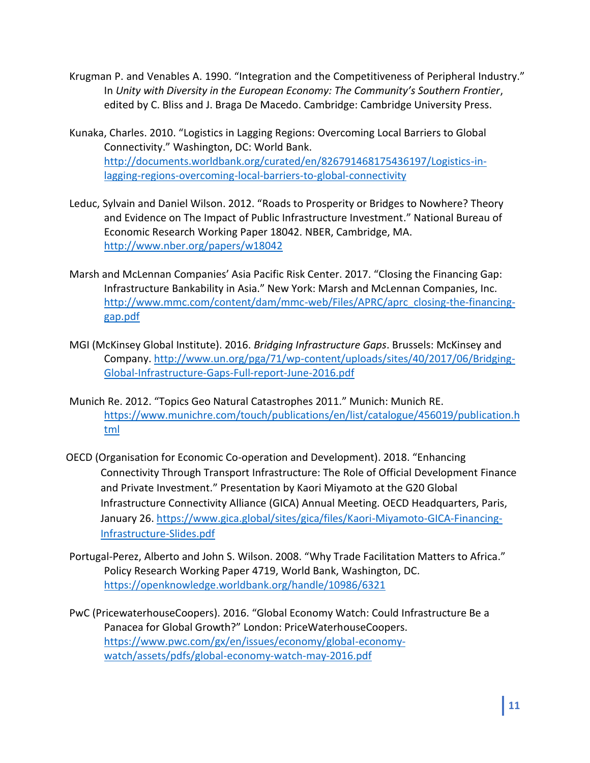Krugman P. and Venables A. 1990. "Integration and the Competitiveness of Peripheral Industry." In *Unity with Diversity in the European Economy: The Community's Southern Frontier*, edited by C. Bliss and J. Braga De Macedo. Cambridge: Cambridge University Press.

Kunaka, Charles. 2010. "Logistics in Lagging Regions: Overcoming Local Barriers to Global Connectivity." Washington, DC: World Bank. http://documents.worldbank.org/curated/en/826791468175436197/Logistics-in-lagging-regions-overcoming-local-barriers-to-global-connectivity

Leduc, Sylvain and Daniel Wilson. 2012. "Roads to Prosperity or Bridges to Nowhere? Theory and Evidence on The Impact of Public Infrastructure Investment." National Bureau of Economic Research Working Paper 18042. NBER, Cambridge, MA. http://www.nber.org/papers/w18042

Marsh and McLennan Companies' Asia Pacific Risk Center. 2017. "Closing the Financing Gap: Infrastructure Bankability in Asia." New York: Marsh and McLennan Companies, Inc. http://www.mmc.com/content/dam/mmc-web/Files/APRC/aprc_closing-the-financing-gap.pdf

MGI (McKinsey Global Institute). 2016. *Bridging Infrastructure Gaps*. Brussels: McKinsey and Company. http://www.un.org/pga/71/wp-content/uploads/sites/40/2017/06/Bridging-Global-Infrastructure-Gaps-Full-report-June-2016.pdf

Munich Re. 2012. "Topics Geo Natural Catastrophes 2011." Munich: Munich RE. https://www.munichre.com/touch/publications/en/list/catalogue/456019/publication.html

OECD (Organisation for Economic Co-operation and Development). 2018. "Enhancing Connectivity Through Transport Infrastructure: The Role of Official Development Finance and Private Investment." Presentation by Kaori Miyamoto at the G20 Global Infrastructure Connectivity Alliance (GICA) Annual Meeting. OECD Headquarters, Paris, January 26. https://www.gica.global/sites/gica/files/Kaori-Miyamoto-GICA-Financing-Infrastructure-Slides.pdf

Portugal-Perez, Alberto and John S. Wilson. 2008. "Why Trade Facilitation Matters to Africa." Policy Research Working Paper 4719, World Bank, Washington, DC. https://openknowledge.worldbank.org/handle/10986/6321

PwC (PricewaterhouseCoopers). 2016. "Global Economy Watch: Could Infrastructure Be a Panacea for Global Growth?" London: PriceWaterhouseCoopers. https://www.pwc.com/gx/en/issues/economy/global-economy-watch/assets/pdfs/global-economy-watch-may-2016.pdf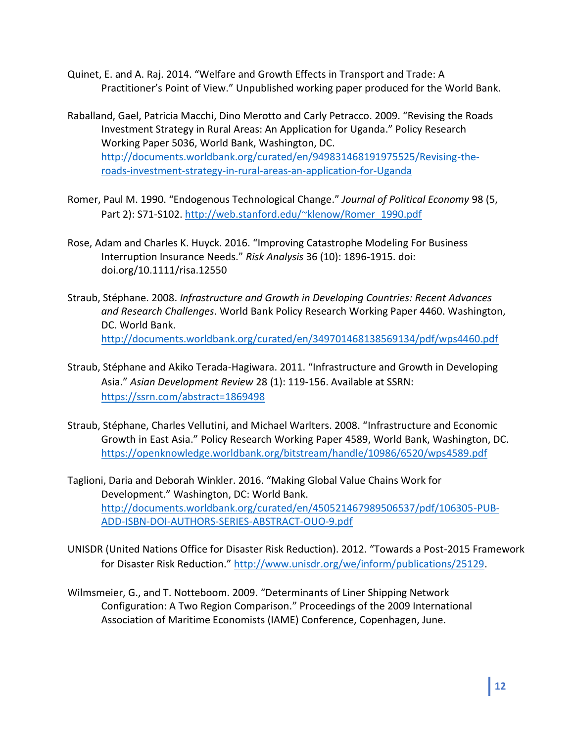Quinet, E. and A. Raj. 2014. “Welfare and Growth Effects in Transport and Trade: A Practitioner’s Point of View.” Unpublished working paper produced for the World Bank.

Raballand, Gael, Patricia Macchi, Dino Merotto and Carly Petracco. 2009. “Revising the Roads Investment Strategy in Rural Areas: An Application for Uganda.” Policy Research Working Paper 5036, World Bank, Washington, DC. http://documents.worldbank.org/curated/en/949831468191975525/Revising-the-roads-investment-strategy-in-rural-areas-an-application-for-Uganda

Romer, Paul M. 1990. “Endogenous Technological Change.” *Journal of Political Economy* 98 (5, Part 2): S71-S102. http://web.stanford.edu/~klenow/Romer_1990.pdf

Rose, Adam and Charles K. Huyck. 2016. “Improving Catastrophe Modeling For Business Interruption Insurance Needs.” *Risk Analysis* 36 (10): 1896-1915. doi: doi.org/10.1111/risa.12550

Straub, Stéphane. 2008. *Infrastructure and Growth in Developing Countries: Recent Advances and Research Challenges*. World Bank Policy Research Working Paper 4460. Washington, DC. World Bank. http://documents.worldbank.org/curated/en/349701468138569134/pdf/wps4460.pdf

Straub, Stéphane and Akiko Terada-Hagiwara. 2011. “Infrastructure and Growth in Developing Asia.” *Asian Development Review* 28 (1): 119-156. Available at SSRN: https://ssrn.com/abstract=1869498

Straub, Stéphane, Charles Vellutini, and Michael Warlters. 2008. “Infrastructure and Economic Growth in East Asia.” Policy Research Working Paper 4589, World Bank, Washington, DC. https://openknowledge.worldbank.org/bitstream/handle/10986/6520/wps4589.pdf

Taglioni, Daria and Deborah Winkler. 2016. “Making Global Value Chains Work for Development.” Washington, DC: World Bank. http://documents.worldbank.org/curated/en/450521467989506537/pdf/106305-PUB-ADD-ISBN-DOI-AUTHORS-SERIES-ABSTRACT-OUO-9.pdf

UNISDR (United Nations Office for Disaster Risk Reduction). 2012. “Towards a Post-2015 Framework for Disaster Risk Reduction.” http://www.unisdr.org/we/inform/publications/25129.

Wilmsmeier, G., and T. Notteboom. 2009. “Determinants of Liner Shipping Network Configuration: A Two Region Comparison.” Proceedings of the 2009 International Association of Maritime Economists (IAME) Conference, Copenhagen, June.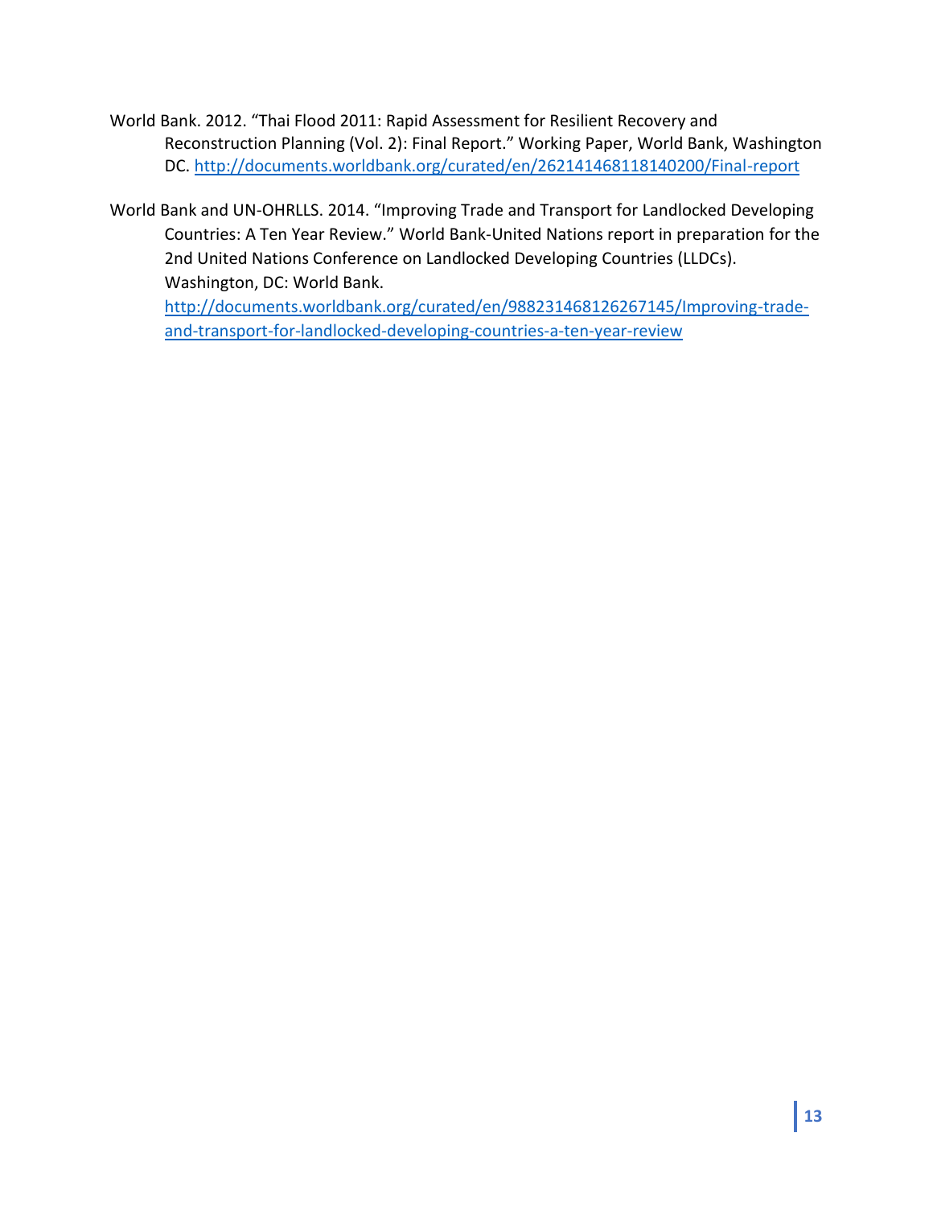World Bank. 2012. "Thai Flood 2011: Rapid Assessment for Resilient Recovery and Reconstruction Planning (Vol. 2): Final Report." Working Paper, World Bank, Washington DC. http://documents.worldbank.org/curated/en/262141468118140200/Final-report

World Bank and UN-OHRLLS. 2014. "Improving Trade and Transport for Landlocked Developing Countries: A Ten Year Review." World Bank-United Nations report in preparation for the 2nd United Nations Conference on Landlocked Developing Countries (LLDCs). Washington, DC: World Bank. http://documents.worldbank.org/curated/en/988231468126267145/Improving-trade-and-transport-for-landlocked-developing-countries-a-ten-year-review